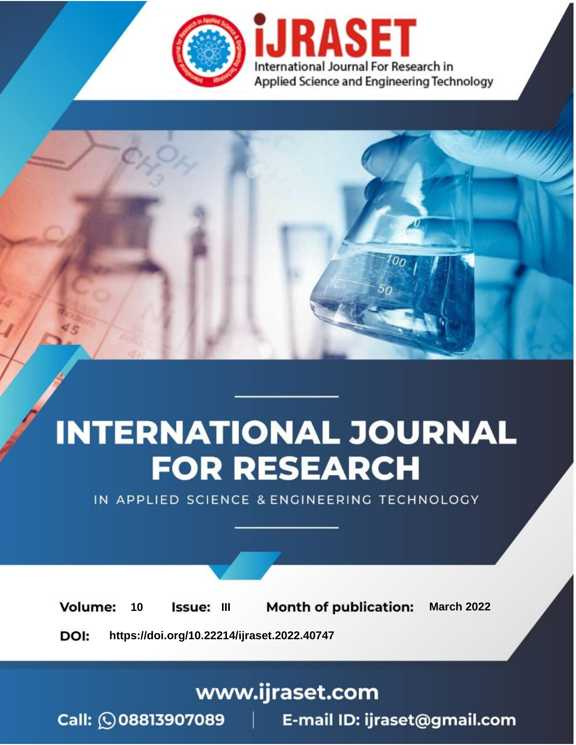# INTERNATIONAL JOURNAL FOR RESEARCH

IN APPLIED SCIENCE & ENGINEERING TECHNOLOGY

**Volume:** 10 **Issue:** III **Month of publication:** March 2022

**DOI:** https://doi.org/10.22214/ijraset.2022.40747

www.ijraset.com

Call: 08813907089 | E-mail ID: ijraset@gmail.com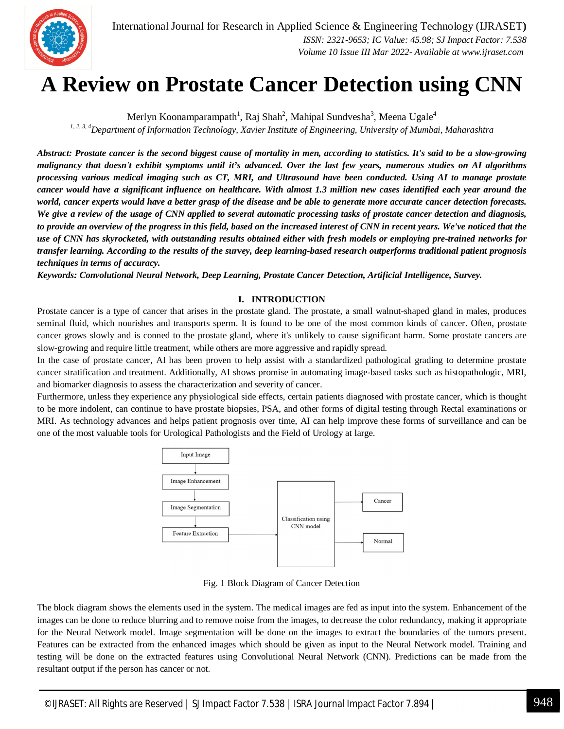// Conversion is being performed for page 2 of 8; header/footer journal metadata omitted.

# A Review on Prostate Cancer Detection using CNN

Merlyn Koonamparampath[1], Raj Shah[2], Mahipal Sundvesha[3], Meena Ugale[4]

[1, 2, 3, 4]*Department of Information Technology, Xavier Institute of Engineering, University of Mumbai, Maharashtra*

***Abstract:** Prostate cancer is the second biggest cause of mortality in men, according to statistics. It's said to be a slow-growing malignancy that doesn't exhibit symptoms until it's advanced. Over the last few years, numerous studies on AI algorithms processing various medical imaging such as CT, MRI, and Ultrasound have been conducted. Using AI to manage prostate cancer would have a significant influence on healthcare. With almost 1.3 million new cases identified each year around the world, cancer experts would have a better grasp of the disease and be able to generate more accurate cancer detection forecasts. We give a review of the usage of CNN applied to several automatic processing tasks of prostate cancer detection and diagnosis, to provide an overview of the progress in this field, based on the increased interest of CNN in recent years. We've noticed that the use of CNN has skyrocketed, with outstanding results obtained either with fresh models or employing pre-trained networks for transfer learning. According to the results of the survey, deep learning-based research outperforms traditional patient prognosis techniques in terms of accuracy.*

***Keywords:** Convolutional Neural Network, Deep Learning, Prostate Cancer Detection, Artificial Intelligence, Survey.*

## I. INTRODUCTION

Prostate cancer is a type of cancer that arises in the prostate gland. The prostate, a small walnut-shaped gland in males, produces seminal fluid, which nourishes and transports sperm. It is found to be one of the most common kinds of cancer. Often, prostate cancer grows slowly and is conned to the prostate gland, where it's unlikely to cause significant harm. Some prostate cancers are slow-growing and require little treatment, while others are more aggressive and rapidly spread.

In the case of prostate cancer, AI has been proven to help assist with a standardized pathological grading to determine prostate cancer stratification and treatment. Additionally, AI shows promise in automating image-based tasks such as histopathologic, MRI, and biomarker diagnosis to assess the characterization and severity of cancer.

Furthermore, unless they experience any physiological side effects, certain patients diagnosed with prostate cancer, which is thought to be more indolent, can continue to have prostate biopsies, PSA, and other forms of digital testing through Rectal examinations or MRI. As technology advances and helps patient prognosis over time, AI can help improve these forms of surveillance and can be one of the most valuable tools for Urological Pathologists and the Field of Urology at large.

Input Image → Image Enhancement → Image Segmentation → Feature Extraction → Classification using CNN model → Cancer / Normal

Fig. 1 Block Diagram of Cancer Detection

The block diagram shows the elements used in the system. The medical images are fed as input into the system. Enhancement of the images can be done to reduce blurring and to remove noise from the images, to decrease the color redundancy, making it appropriate for the Neural Network model. Image segmentation will be done on the images to extract the boundaries of the tumors present. Features can be extracted from the enhanced images which should be given as input to the Neural Network model. Training and testing will be done on the extracted features using Convolutional Neural Network (CNN). Predictions can be made from the resultant output if the person has cancer or not.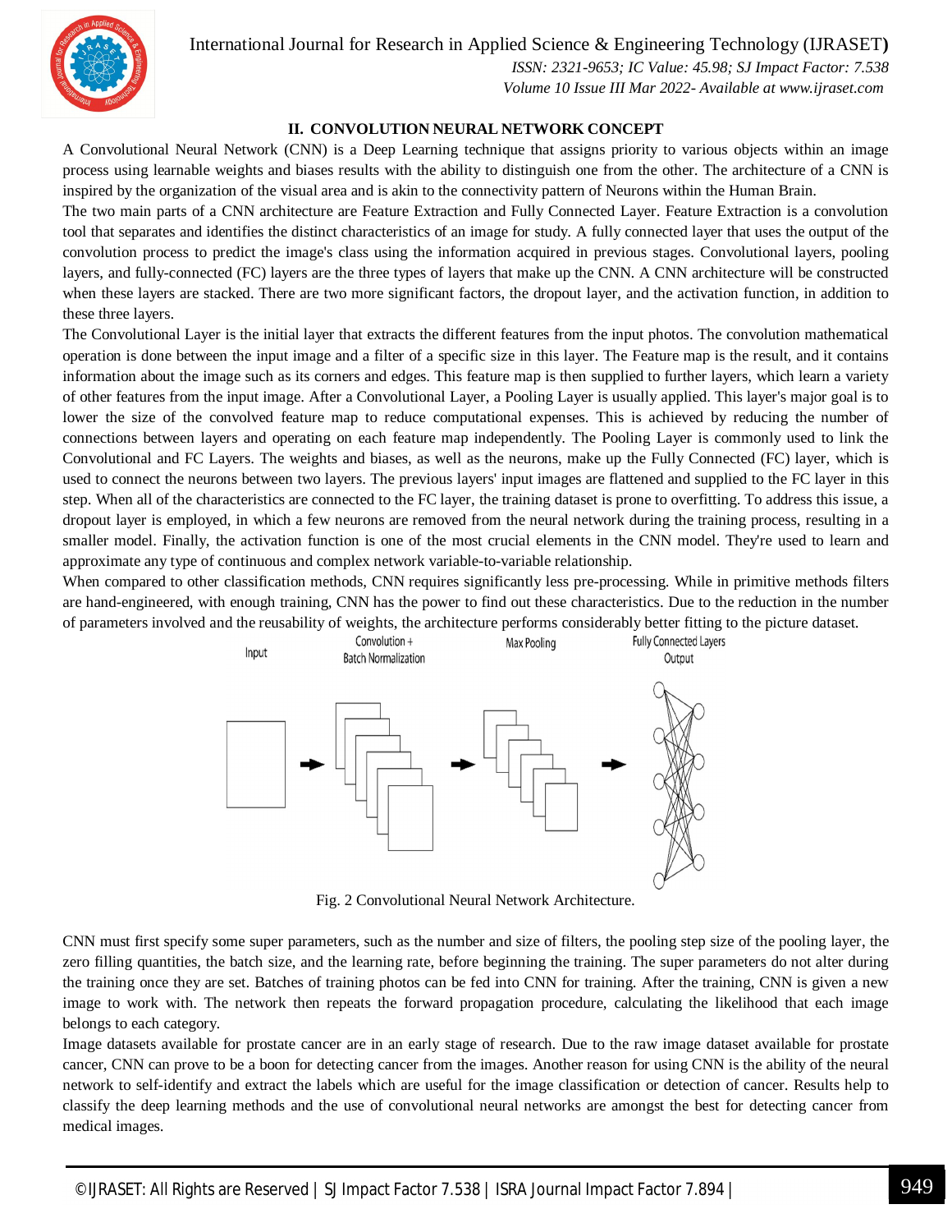## II. CONVOLUTION NEURAL NETWORK CONCEPT

A Convolutional Neural Network (CNN) is a Deep Learning technique that assigns priority to various objects within an image process using learnable weights and biases results with the ability to distinguish one from the other. The architecture of a CNN is inspired by the organization of the visual area and is akin to the connectivity pattern of Neurons within the Human Brain.

The two main parts of a CNN architecture are Feature Extraction and Fully Connected Layer. Feature Extraction is a convolution tool that separates and identifies the distinct characteristics of an image for study. A fully connected layer that uses the output of the convolution process to predict the image's class using the information acquired in previous stages. Convolutional layers, pooling layers, and fully-connected (FC) layers are the three types of layers that make up the CNN. A CNN architecture will be constructed when these layers are stacked. There are two more significant factors, the dropout layer, and the activation function, in addition to these three layers.

The Convolutional Layer is the initial layer that extracts the different features from the input photos. The convolution mathematical operation is done between the input image and a filter of a specific size in this layer. The Feature map is the result, and it contains information about the image such as its corners and edges. This feature map is then supplied to further layers, which learn a variety of other features from the input image. After a Convolutional Layer, a Pooling Layer is usually applied. This layer's major goal is to lower the size of the convolved feature map to reduce computational expenses. This is achieved by reducing the number of connections between layers and operating on each feature map independently. The Pooling Layer is commonly used to link the Convolutional and FC Layers. The weights and biases, as well as the neurons, make up the Fully Connected (FC) layer, which is used to connect the neurons between two layers. The previous layers' input images are flattened and supplied to the FC layer in this step. When all of the characteristics are connected to the FC layer, the training dataset is prone to overfitting. To address this issue, a dropout layer is employed, in which a few neurons are removed from the neural network during the training process, resulting in a smaller model. Finally, the activation function is one of the most crucial elements in the CNN model. They're used to learn and approximate any type of continuous and complex network variable-to-variable relationship.

When compared to other classification methods, CNN requires significantly less pre-processing. While in primitive methods filters are hand-engineered, with enough training, CNN has the power to find out these characteristics. Due to the reduction in the number of parameters involved and the reusability of weights, the architecture performs considerably better fitting to the picture dataset.

Input | Convolution + Batch Normalization | Max Pooling | Fully Connected Layers Output

Fig. 2 Convolutional Neural Network Architecture.

CNN must first specify some super parameters, such as the number and size of filters, the pooling step size of the pooling layer, the zero filling quantities, the batch size, and the learning rate, before beginning the training. The super parameters do not alter during the training once they are set. Batches of training photos can be fed into CNN for training. After the training, CNN is given a new image to work with. The network then repeats the forward propagation procedure, calculating the likelihood that each image belongs to each category.

Image datasets available for prostate cancer are in an early stage of research. Due to the raw image dataset available for prostate cancer, CNN can prove to be a boon for detecting cancer from the images. Another reason for using CNN is the ability of the neural network to self-identify and extract the labels which are useful for the image classification or detection of cancer. Results help to classify the deep learning methods and the use of convolutional neural networks are amongst the best for detecting cancer from medical images.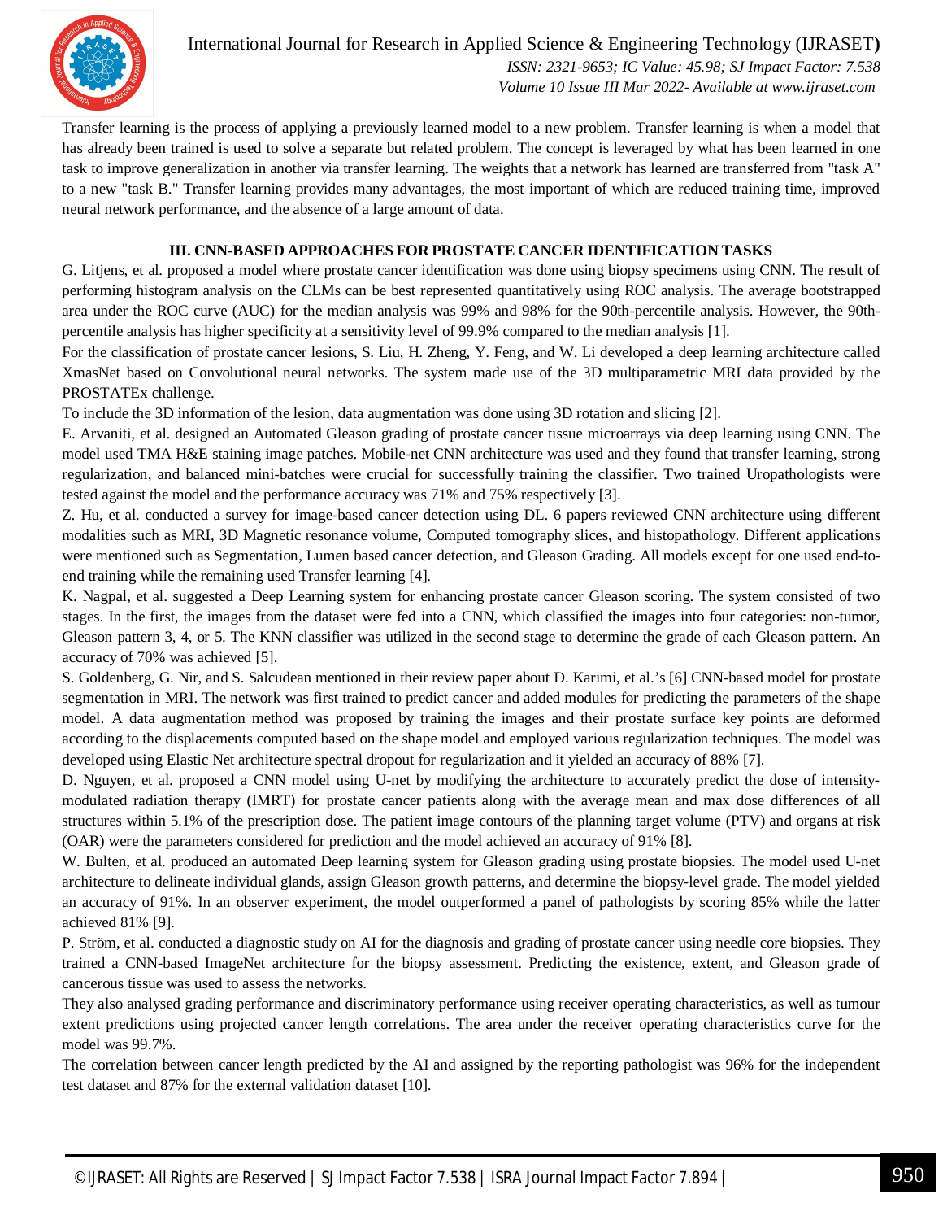Transfer learning is the process of applying a previously learned model to a new problem. Transfer learning is when a model that has already been trained is used to solve a separate but related problem. The concept is leveraged by what has been learned in one task to improve generalization in another via transfer learning. The weights that a network has learned are transferred from "task A" to a new "task B." Transfer learning provides many advantages, the most important of which are reduced training time, improved neural network performance, and the absence of a large amount of data.

## III. CNN-BASED APPROACHES FOR PROSTATE CANCER IDENTIFICATION TASKS

G. Litjens, et al. proposed a model where prostate cancer identification was done using biopsy specimens using CNN. The result of performing histogram analysis on the CLMs can be best represented quantitatively using ROC analysis. The average bootstrapped area under the ROC curve (AUC) for the median analysis was 99% and 98% for the 90th-percentile analysis. However, the 90th-percentile analysis has higher specificity at a sensitivity level of 99.9% compared to the median analysis [1].

For the classification of prostate cancer lesions, S. Liu, H. Zheng, Y. Feng, and W. Li developed a deep learning architecture called XmasNet based on Convolutional neural networks. The system made use of the 3D multiparametric MRI data provided by the PROSTATEx challenge.

To include the 3D information of the lesion, data augmentation was done using 3D rotation and slicing [2].

E. Arvaniti, et al. designed an Automated Gleason grading of prostate cancer tissue microarrays via deep learning using CNN. The model used TMA H&E staining image patches. Mobile-net CNN architecture was used and they found that transfer learning, strong regularization, and balanced mini-batches were crucial for successfully training the classifier. Two trained Uropathologists were tested against the model and the performance accuracy was 71% and 75% respectively [3].

Z. Hu, et al. conducted a survey for image-based cancer detection using DL. 6 papers reviewed CNN architecture using different modalities such as MRI, 3D Magnetic resonance volume, Computed tomography slices, and histopathology. Different applications were mentioned such as Segmentation, Lumen based cancer detection, and Gleason Grading. All models except for one used end-to-end training while the remaining used Transfer learning [4].

K. Nagpal, et al. suggested a Deep Learning system for enhancing prostate cancer Gleason scoring. The system consisted of two stages. In the first, the images from the dataset were fed into a CNN, which classified the images into four categories: non-tumor, Gleason pattern 3, 4, or 5. The KNN classifier was utilized in the second stage to determine the grade of each Gleason pattern. An accuracy of 70% was achieved [5].

S. Goldenberg, G. Nir, and S. Salcudean mentioned in their review paper about D. Karimi, et al.'s [6] CNN-based model for prostate segmentation in MRI. The network was first trained to predict cancer and added modules for predicting the parameters of the shape model. A data augmentation method was proposed by training the images and their prostate surface key points are deformed according to the displacements computed based on the shape model and employed various regularization techniques. The model was developed using Elastic Net architecture spectral dropout for regularization and it yielded an accuracy of 88% [7].

D. Nguyen, et al. proposed a CNN model using U-net by modifying the architecture to accurately predict the dose of intensity-modulated radiation therapy (IMRT) for prostate cancer patients along with the average mean and max dose differences of all structures within 5.1% of the prescription dose. The patient image contours of the planning target volume (PTV) and organs at risk (OAR) were the parameters considered for prediction and the model achieved an accuracy of 91% [8].

W. Bulten, et al. produced an automated Deep learning system for Gleason grading using prostate biopsies. The model used U-net architecture to delineate individual glands, assign Gleason growth patterns, and determine the biopsy-level grade. The model yielded an accuracy of 91%. In an observer experiment, the model outperformed a panel of pathologists by scoring 85% while the latter achieved 81% [9].

P. Ström, et al. conducted a diagnostic study on AI for the diagnosis and grading of prostate cancer using needle core biopsies. They trained a CNN-based ImageNet architecture for the biopsy assessment. Predicting the existence, extent, and Gleason grade of cancerous tissue was used to assess the networks.

They also analysed grading performance and discriminatory performance using receiver operating characteristics, as well as tumour extent predictions using projected cancer length correlations. The area under the receiver operating characteristics curve for the model was 99.7%.

The correlation between cancer length predicted by the AI and assigned by the reporting pathologist was 96% for the independent test dataset and 87% for the external validation dataset [10].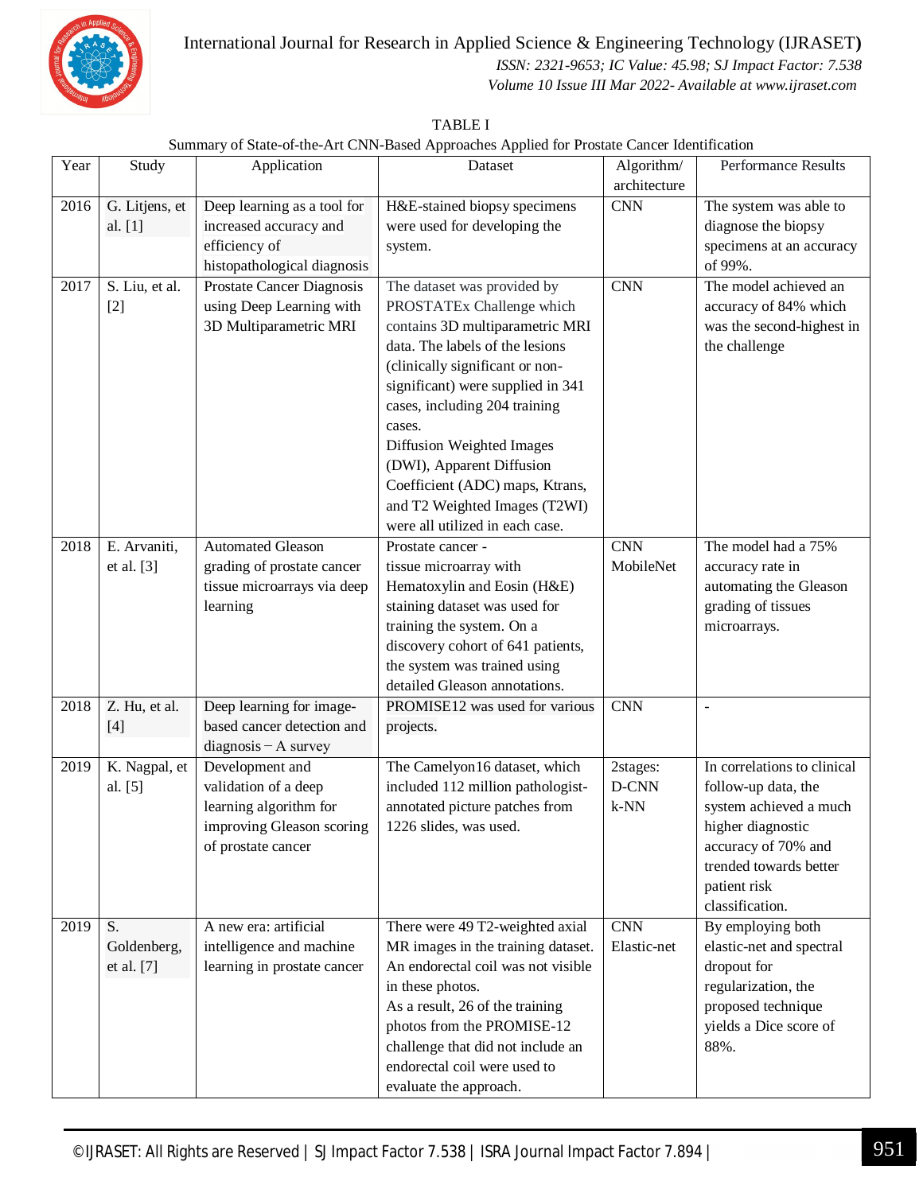TABLE I

Summary of State-of-the-Art CNN-Based Approaches Applied for Prostate Cancer Identification

| Year | Study | Application | Dataset | Algorithm/ architecture | Performance Results |
|---|---|---|---|---|---|
| 2016 | G. Litjens, et al. [1] | Deep learning as a tool for increased accuracy and efficiency of histopathological diagnosis | H&E-stained biopsy specimens were used for developing the system. | CNN | The system was able to diagnose the biopsy specimens at an accuracy of 99%. |
| 2017 | S. Liu, et al. [2] | Prostate Cancer Diagnosis using Deep Learning with 3D Multiparametric MRI | The dataset was provided by PROSTATEx Challenge which contains 3D multiparametric MRI data. The labels of the lesions (clinically significant or non-significant) were supplied in 341 cases, including 204 training cases. Diffusion Weighted Images (DWI), Apparent Diffusion Coefficient (ADC) maps, Ktrans, and T2 Weighted Images (T2WI) were all utilized in each case. | CNN | The model achieved an accuracy of 84% which was the second-highest in the challenge |
| 2018 | E. Arvaniti, et al. [3] | Automated Gleason grading of prostate cancer tissue microarrays via deep learning | Prostate cancer - tissue microarray with Hematoxylin and Eosin (H&E) staining dataset was used for training the system. On a discovery cohort of 641 patients, the system was trained using detailed Gleason annotations. | CNN MobileNet | The model had a 75% accuracy rate in automating the Gleason grading of tissues microarrays. |
| 2018 | Z. Hu, et al. [4] | Deep learning for image-based cancer detection and diagnosis − A survey | PROMISE12 was used for various projects. | CNN | - |
| 2019 | K. Nagpal, et al. [5] | Development and validation of a deep learning algorithm for improving Gleason scoring of prostate cancer | The Camelyon16 dataset, which included 112 million pathologist-annotated picture patches from 1226 slides, was used. | 2stages: D-CNN k-NN | In correlations to clinical follow-up data, the system achieved a much higher diagnostic accuracy of 70% and trended towards better patient risk classification. |
| 2019 | S. Goldenberg, et al. [7] | A new era: artificial intelligence and machine learning in prostate cancer | There were 49 T2-weighted axial MR images in the training dataset. An endorectal coil was not visible in these photos. As a result, 26 of the training photos from the PROMISE-12 challenge that did not include an endorectal coil were used to evaluate the approach. | CNN Elastic-net | By employing both elastic-net and spectral dropout for regularization, the proposed technique yields a Dice score of 88%. |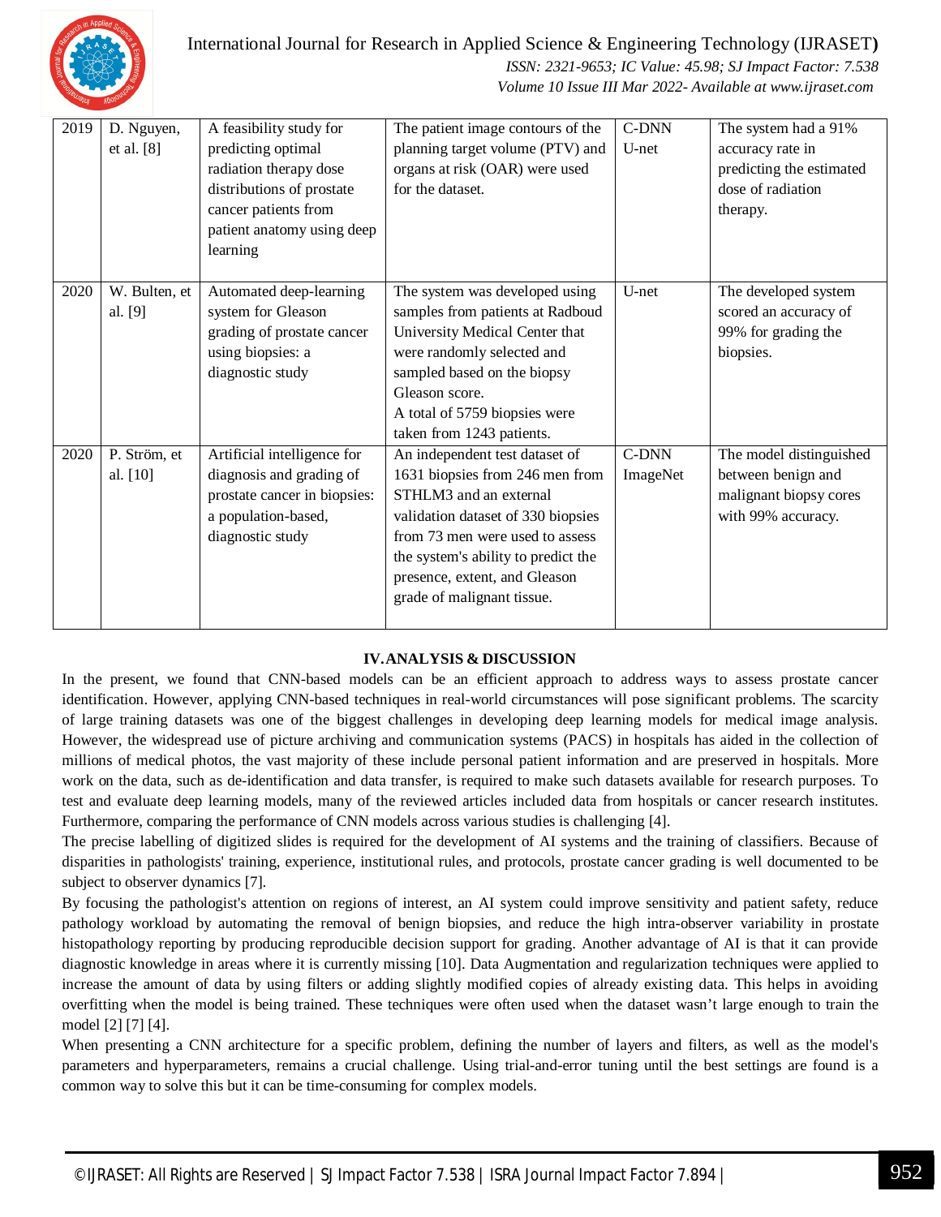| 2019 | D. Nguyen, et al. [8] | A feasibility study for predicting optimal radiation therapy dose distributions of prostate cancer patients from patient anatomy using deep learning | The patient image contours of the planning target volume (PTV) and organs at risk (OAR) were used for the dataset. | C-DNN U-net | The system had a 91% accuracy rate in predicting the estimated dose of radiation therapy. |
|---|---|---|---|---|---|
| 2020 | W. Bulten, et al. [9] | Automated deep-learning system for Gleason grading of prostate cancer using biopsies: a diagnostic study | The system was developed using samples from patients at Radboud University Medical Center that were randomly selected and sampled based on the biopsy Gleason score. A total of 5759 biopsies were taken from 1243 patients. | U-net | The developed system scored an accuracy of 99% for grading the biopsies. |
| 2020 | P. Ström, et al. [10] | Artificial intelligence for diagnosis and grading of prostate cancer in biopsies: a population-based, diagnostic study | An independent test dataset of 1631 biopsies from 246 men from STHLM3 and an external validation dataset of 330 biopsies from 73 men were used to assess the system's ability to predict the presence, extent, and Gleason grade of malignant tissue. | C-DNN ImageNet | The model distinguished between benign and malignant biopsy cores with 99% accuracy. |

## IV. ANALYSIS & DISCUSSION

In the present, we found that CNN-based models can be an efficient approach to address ways to assess prostate cancer identification. However, applying CNN-based techniques in real-world circumstances will pose significant problems. The scarcity of large training datasets was one of the biggest challenges in developing deep learning models for medical image analysis. However, the widespread use of picture archiving and communication systems (PACS) in hospitals has aided in the collection of millions of medical photos, the vast majority of these include personal patient information and are preserved in hospitals. More work on the data, such as de-identification and data transfer, is required to make such datasets available for research purposes. To test and evaluate deep learning models, many of the reviewed articles included data from hospitals or cancer research institutes. Furthermore, comparing the performance of CNN models across various studies is challenging [4].

The precise labelling of digitized slides is required for the development of AI systems and the training of classifiers. Because of disparities in pathologists' training, experience, institutional rules, and protocols, prostate cancer grading is well documented to be subject to observer dynamics [7].

By focusing the pathologist's attention on regions of interest, an AI system could improve sensitivity and patient safety, reduce pathology workload by automating the removal of benign biopsies, and reduce the high intra-observer variability in prostate histopathology reporting by producing reproducible decision support for grading. Another advantage of AI is that it can provide diagnostic knowledge in areas where it is currently missing [10]. Data Augmentation and regularization techniques were applied to increase the amount of data by using filters or adding slightly modified copies of already existing data. This helps in avoiding overfitting when the model is being trained. These techniques were often used when the dataset wasn't large enough to train the model [2] [7] [4].

When presenting a CNN architecture for a specific problem, defining the number of layers and filters, as well as the model's parameters and hyperparameters, remains a crucial challenge. Using trial-and-error tuning until the best settings are found is a common way to solve this but it can be time-consuming for complex models.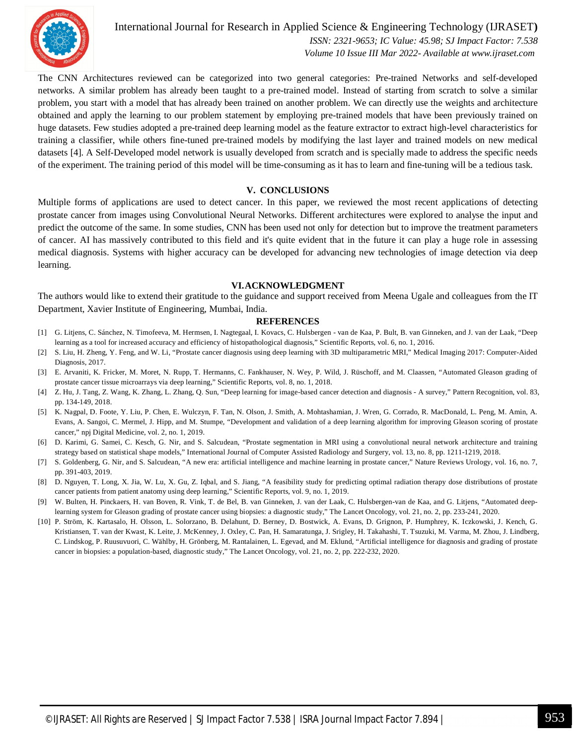The CNN Architectures reviewed can be categorized into two general categories: Pre-trained Networks and self-developed networks. A similar problem has already been taught to a pre-trained model. Instead of starting from scratch to solve a similar problem, you start with a model that has already been trained on another problem. We can directly use the weights and architecture obtained and apply the learning to our problem statement by employing pre-trained models that have been previously trained on huge datasets. Few studies adopted a pre-trained deep learning model as the feature extractor to extract high-level characteristics for training a classifier, while others fine-tuned pre-trained models by modifying the last layer and trained models on new medical datasets [4]. A Self-Developed model network is usually developed from scratch and is specially made to address the specific needs of the experiment. The training period of this model will be time-consuming as it has to learn and fine-tuning will be a tedious task.

## V. CONCLUSIONS

Multiple forms of applications are used to detect cancer. In this paper, we reviewed the most recent applications of detecting prostate cancer from images using Convolutional Neural Networks. Different architectures were explored to analyse the input and predict the outcome of the same. In some studies, CNN has been used not only for detection but to improve the treatment parameters of cancer. AI has massively contributed to this field and it's quite evident that in the future it can play a huge role in assessing medical diagnosis. Systems with higher accuracy can be developed for advancing new technologies of image detection via deep learning.

## VI. ACKNOWLEDGMENT

The authors would like to extend their gratitude to the guidance and support received from Meena Ugale and colleagues from the IT Department, Xavier Institute of Engineering, Mumbai, India.

## REFERENCES

[1] G. Litjens, C. Sánchez, N. Timofeeva, M. Hermsen, I. Nagtegaal, I. Kovacs, C. Hulsbergen - van de Kaa, P. Bult, B. van Ginneken, and J. van der Laak, "Deep learning as a tool for increased accuracy and efficiency of histopathological diagnosis," Scientific Reports, vol. 6, no. 1, 2016.

[2] S. Liu, H. Zheng, Y. Feng, and W. Li, "Prostate cancer diagnosis using deep learning with 3D multiparametric MRI," Medical Imaging 2017: Computer-Aided Diagnosis, 2017.

[3] E. Arvaniti, K. Fricker, M. Moret, N. Rupp, T. Hermanns, C. Fankhauser, N. Wey, P. Wild, J. Rüschoff, and M. Claassen, "Automated Gleason grading of prostate cancer tissue microarrays via deep learning," Scientific Reports, vol. 8, no. 1, 2018.

[4] Z. Hu, J. Tang, Z. Wang, K. Zhang, L. Zhang, Q. Sun, "Deep learning for image-based cancer detection and diagnosis - A survey," Pattern Recognition, vol. 83, pp. 134-149, 2018.

[5] K. Nagpal, D. Foote, Y. Liu, P. Chen, E. Wulczyn, F. Tan, N. Olson, J. Smith, A. Mohtashamian, J. Wren, G. Corrado, R. MacDonald, L. Peng, M. Amin, A. Evans, A. Sangoi, C. Mermel, J. Hipp, and M. Stumpe, "Development and validation of a deep learning algorithm for improving Gleason scoring of prostate cancer," npj Digital Medicine, vol. 2, no. 1, 2019.

[6] D. Karimi, G. Samei, C. Kesch, G. Nir, and S. Salcudean, "Prostate segmentation in MRI using a convolutional neural network architecture and training strategy based on statistical shape models," International Journal of Computer Assisted Radiology and Surgery, vol. 13, no. 8, pp. 1211-1219, 2018.

[7] S. Goldenberg, G. Nir, and S. Salcudean, "A new era: artificial intelligence and machine learning in prostate cancer," Nature Reviews Urology, vol. 16, no. 7, pp. 391-403, 2019.

[8] D. Nguyen, T. Long, X. Jia, W. Lu, X. Gu, Z. Iqbal, and S. Jiang, "A feasibility study for predicting optimal radiation therapy dose distributions of prostate cancer patients from patient anatomy using deep learning," Scientific Reports, vol. 9, no. 1, 2019.

[9] W. Bulten, H. Pinckaers, H. van Boven, R. Vink, T. de Bel, B. van Ginneken, J. van der Laak, C. Hulsbergen-van de Kaa, and G. Litjens, "Automated deep-learning system for Gleason grading of prostate cancer using biopsies: a diagnostic study," The Lancet Oncology, vol. 21, no. 2, pp. 233-241, 2020.

[10] P. Ström, K. Kartasalo, H. Olsson, L. Solorzano, B. Delahunt, D. Berney, D. Bostwick, A. Evans, D. Grignon, P. Humphrey, K. Iczkowski, J. Kench, G. Kristiansen, T. van der Kwast, K. Leite, J. McKenney, J. Oxley, C. Pan, H. Samaratunga, J. Srigley, H. Takahashi, T. Tsuzuki, M. Varma, M. Zhou, J. Lindberg, C. Lindskog, P. Ruusuvuori, C. Wählby, H. Grönberg, M. Rantalainen, L. Egevad, and M. Eklund, "Artificial intelligence for diagnosis and grading of prostate cancer in biopsies: a population-based, diagnostic study," The Lancet Oncology, vol. 21, no. 2, pp. 222-232, 2020.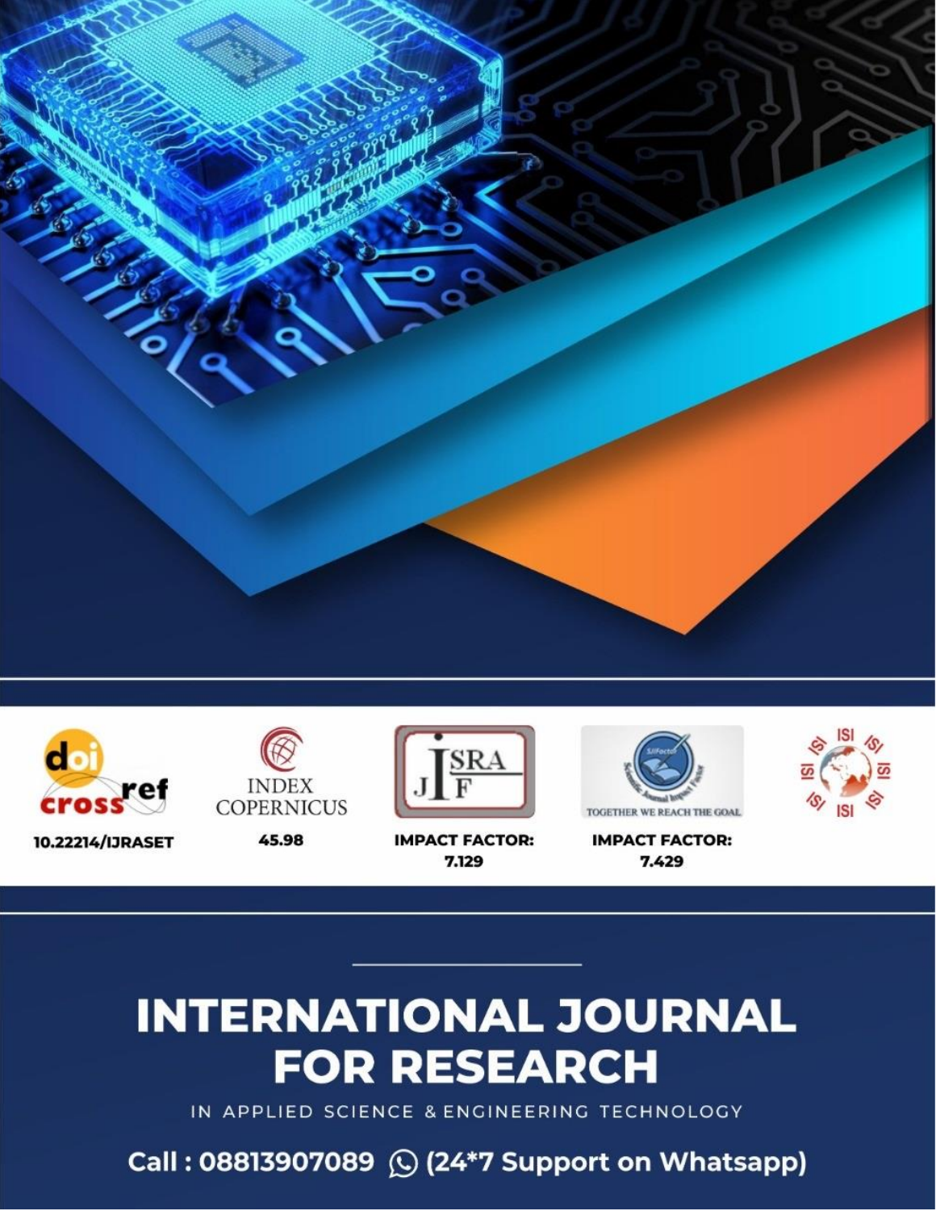10.22214/IJRASET

INDEX COPERNICUS

45.98

IMPACT FACTOR: 7.129

IMPACT FACTOR: 7.429

# INTERNATIONAL JOURNAL FOR RESEARCH

IN APPLIED SCIENCE & ENGINEERING TECHNOLOGY

Call : 08813907089 (24*7 Support on Whatsapp)